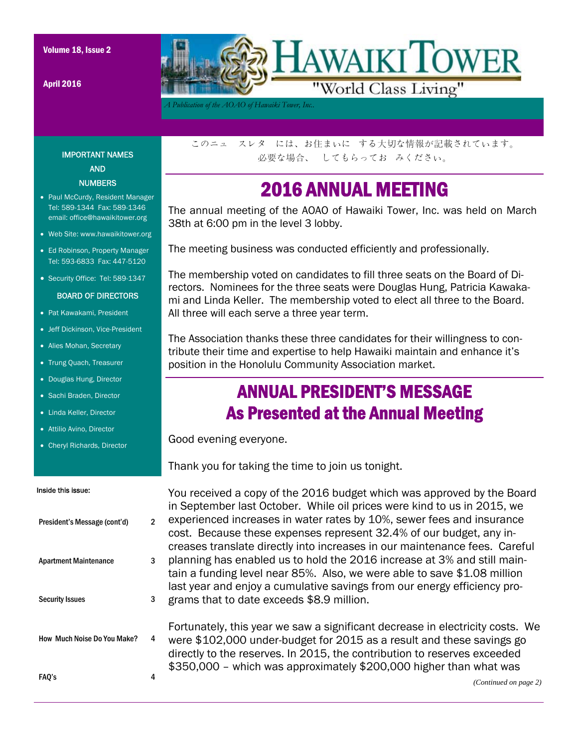Volume 18, Issue 2

April 2016

# HAWAIKI TOWER

"World Class Living"

*A Publication of the AOAO of Hawaiki Tower, Inc.*

このニュ　スレタ　には、お住まいに　する大切な情報が記載されています。
必要な場合、　してもらってお　みください。

## 2016 ANNUAL MEETING

The annual meeting of the AOAO of Hawaiki Tower, Inc. was held on March 38th at 6:00 pm in the level 3 lobby.

The meeting business was conducted efficiently and professionally.

The membership voted on candidates to fill three seats on the Board of Directors. Nominees for the three seats were Douglas Hung, Patricia Kawakami and Linda Keller. The membership voted to elect all three to the Board. All three will each serve a three year term.

The Association thanks these three candidates for their willingness to contribute their time and expertise to help Hawaiki maintain and enhance it's position in the Honolulu Community Association market.

## ANNUAL PRESIDENT'S MESSAGE
## As Presented at the Annual Meeting

Good evening everyone.

Thank you for taking the time to join us tonight.

You received a copy of the 2016 budget which was approved by the Board in September last October. While oil prices were kind to us in 2015, we experienced increases in water rates by 10%, sewer fees and insurance cost. Because these expenses represent 32.4% of our budget, any increases translate directly into increases in our maintenance fees. Careful planning has enabled us to hold the 2016 increase at 3% and still maintain a funding level near 85%. Also, we were able to save $1.08 million last year and enjoy a cumulative savings from our energy efficiency programs that to date exceeds $8.9 million.

Fortunately, this year we saw a significant decrease in electricity costs. We were $102,000 under-budget for 2015 as a result and these savings go directly to the reserves. In 2015, the contribution to reserves exceeded $350,000 – which was approximately $200,000 higher than what was

*(Continued on page 2)*

### IMPORTANT NAMES AND NUMBERS

- Paul McCurdy, Resident Manager
  Tel: 589-1344 Fax: 589-1346
  email: office@hawaikitower.org
- Web Site: www.hawaikitower.org
- Ed Robinson, Property Manager
  Tel: 593-6833 Fax: 447-5120
- Security Office: Tel: 589-1347

### BOARD OF DIRECTORS

- Pat Kawakami, President
- Jeff Dickinson, Vice-President
- Alies Mohan, Secretary
- Trung Quach, Treasurer
- Douglas Hung, Director
- Sachi Braden, Director
- Linda Keller, Director
- Attilio Avino, Director
- Cheryl Richards, Director

### Inside this issue:

| | |
|---|---|
| President's Message (cont'd) | 2 |
| Apartment Maintenance | 3 |
| Security Issues | 3 |
| How Much Noise Do You Make? | 4 |
| FAQ's | 4 |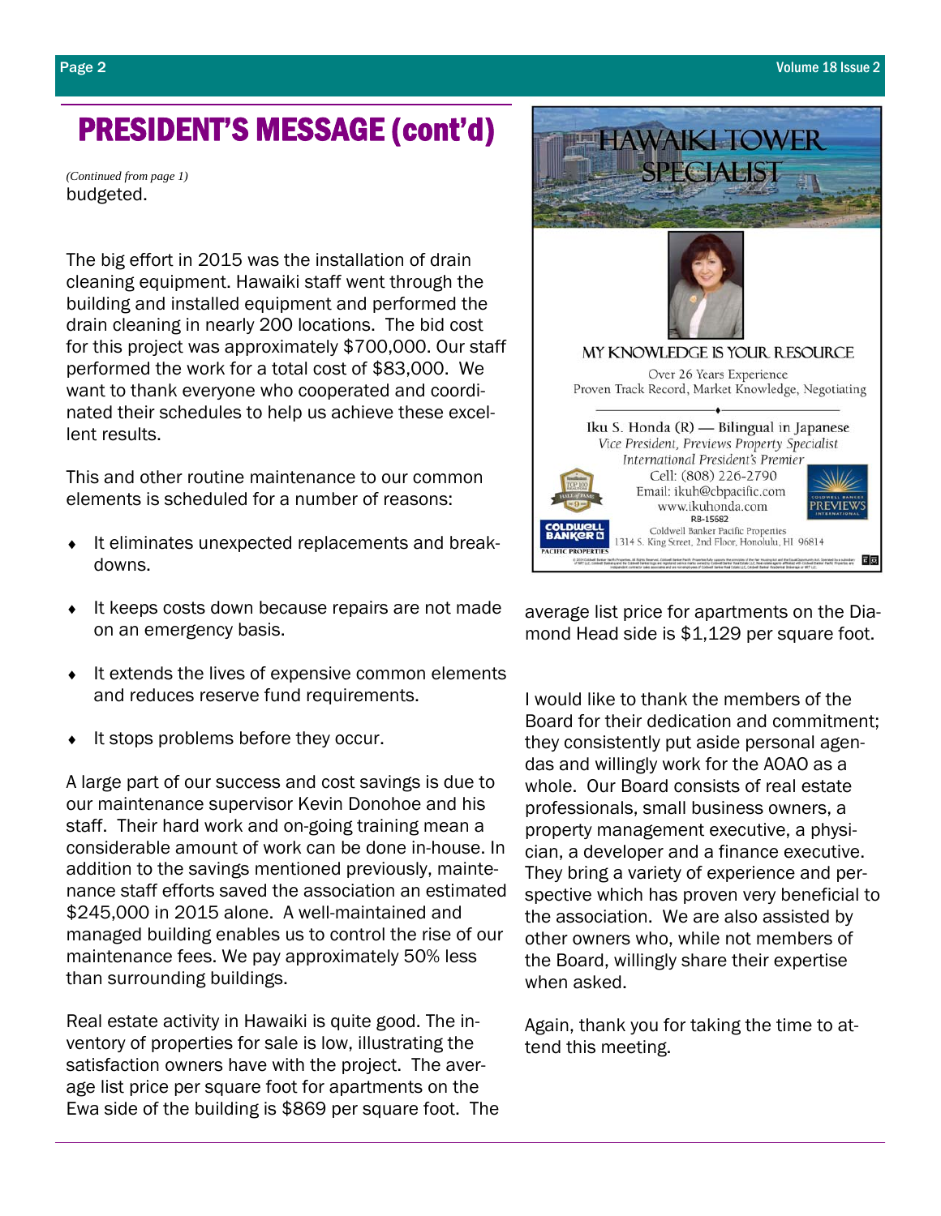# PRESIDENT'S MESSAGE (cont'd)

*(Continued from page 1)*
budgeted.

The big effort in 2015 was the installation of drain cleaning equipment. Hawaiki staff went through the building and installed equipment and performed the drain cleaning in nearly 200 locations. The bid cost for this project was approximately $700,000. Our staff performed the work for a total cost of $83,000. We want to thank everyone who cooperated and coordinated their schedules to help us achieve these excellent results.

This and other routine maintenance to our common elements is scheduled for a number of reasons:

- It eliminates unexpected replacements and breakdowns.
- It keeps costs down because repairs are not made on an emergency basis.
- It extends the lives of expensive common elements and reduces reserve fund requirements.
- It stops problems before they occur.

A large part of our success and cost savings is due to our maintenance supervisor Kevin Donohoe and his staff. Their hard work and on-going training mean a considerable amount of work can be done in-house. In addition to the savings mentioned previously, maintenance staff efforts saved the association an estimated $245,000 in 2015 alone. A well-maintained and managed building enables us to control the rise of our maintenance fees. We pay approximately 50% less than surrounding buildings.

Real estate activity in Hawaiki is quite good. The inventory of properties for sale is low, illustrating the satisfaction owners have with the project. The average list price per square foot for apartments on the Ewa side of the building is $869 per square foot. The average list price for apartments on the Diamond Head side is $1,129 per square foot.

I would like to thank the members of the Board for their dedication and commitment; they consistently put aside personal agendas and willingly work for the AOAO as a whole. Our Board consists of real estate professionals, small business owners, a property management executive, a physician, a developer and a finance executive. They bring a variety of experience and perspective which has proven very beneficial to the association. We are also assisted by other owners who, while not members of the Board, willingly share their expertise when asked.

Again, thank you for taking the time to attend this meeting.

---

## HAWAIKI TOWER SPECIALIST

MY KNOWLEDGE IS YOUR RESOURCE

Over 26 Years Experience
Proven Track Record, Market Knowledge, Negotiating

Iku S. Honda (R) — Bilingual in Japanese
*Vice President, Previews Property Specialist*
*International President's Premier*
Cell: (808) 226-2790
Email: ikuh@cbpacific.com
www.ikuhonda.com
RB-15682
Coldwell Banker Pacific Properties
1314 S. King Street, 2nd Floor, Honolulu, HI 96814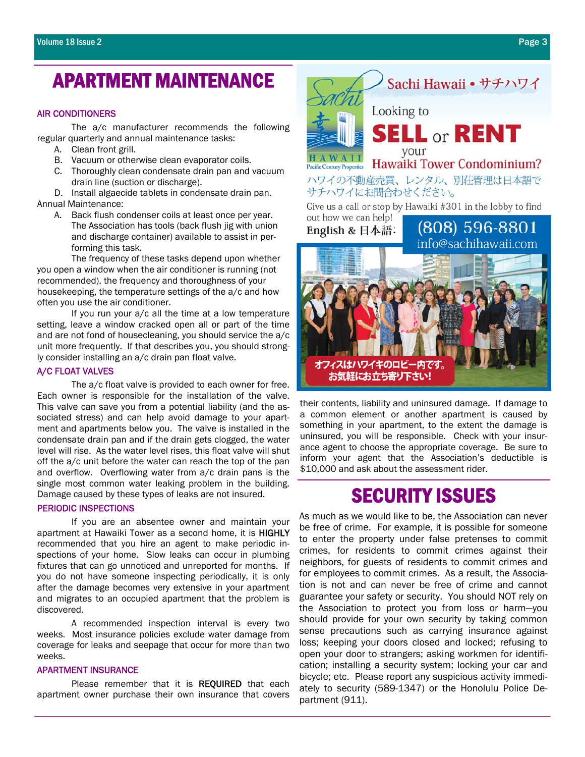# APARTMENT MAINTENANCE

### AIR CONDITIONERS

The a/c manufacturer recommends the following regular quarterly and annual maintenance tasks:

A. Clean front grill.
B. Vacuum or otherwise clean evaporator coils.
C. Thoroughly clean condensate drain pan and vacuum drain line (suction or discharge).
D. Install algaecide tablets in condensate drain pan.

Annual Maintenance:

A. Back flush condenser coils at least once per year. The Association has tools (back flush jig with union and discharge container) available to assist in performing this task.

The frequency of these tasks depend upon whether you open a window when the air conditioner is running (not recommended), the frequency and thoroughness of your housekeeping, the temperature settings of the a/c and how often you use the air conditioner.

If you run your a/c all the time at a low temperature setting, leave a window cracked open all or part of the time and are not fond of housecleaning, you should service the a/c unit more frequently. If that describes you, you should strongly consider installing an a/c drain pan float valve.

### A/C FLOAT VALVES

The a/c float valve is provided to each owner for free. Each owner is responsible for the installation of the valve. This valve can save you from a potential liability (and the associated stress) and can help avoid damage to your apartment and apartments below you. The valve is installed in the condensate drain pan and if the drain gets clogged, the water level will rise. As the water level rises, this float valve will shut off the a/c unit before the water can reach the top of the pan and overflow. Overflowing water from a/c drain pans is the single most common water leaking problem in the building. Damage caused by these types of leaks are not insured.

### PERIODIC INSPECTIONS

If you are an absentee owner and maintain your apartment at Hawaiki Tower as a second home, it is **HIGHLY** recommended that you hire an agent to make periodic inspections of your home. Slow leaks can occur in plumbing fixtures that can go unnoticed and unreported for months. If you do not have someone inspecting periodically, it is only after the damage becomes very extensive in your apartment and migrates to an occupied apartment that the problem is discovered.

A recommended inspection interval is every two weeks. Most insurance policies exclude water damage from coverage for leaks and seepage that occur for more than two weeks.

### APARTMENT INSURANCE

Please remember that it is **REQUIRED** that each apartment owner purchase their own insurance that covers their contents, liability and uninsured damage. If damage to a common element or another apartment is caused by something in your apartment, to the extent the damage is uninsured, you will be responsible. Check with your insurance agent to choose the appropriate coverage. Be sure to inform your agent that the Association's deductible is $10,000 and ask about the assessment rider.

Sachi Hawaii • サチハワイ

Looking to **SELL** or **RENT** your Hawaiki Tower Condominium?

ハワイの不動産売買、レンタル、別荘管理は日本語でサチハワイにお問合わせください。

Give us a call or stop by Hawaiki #301 in the lobby to find out how we can help!

English & 日本語: (808) 596-8801
info@sachihawaii.com

オフィスはハワイキのロビー内です。お気軽にお立ち寄り下さい!

# SECURITY ISSUES

As much as we would like to be, the Association can never be free of crime. For example, it is possible for someone to enter the property under false pretenses to commit crimes, for residents to commit crimes against their neighbors, for guests of residents to commit crimes and for employees to commit crimes. As a result, the Association is not and can never be free of crime and cannot guarantee your safety or security. You should NOT rely on the Association to protect you from loss or harm—you should provide for your own security by taking common sense precautions such as carrying insurance against loss; keeping your doors closed and locked; refusing to open your door to strangers; asking workmen for identification; installing a security system; locking your car and bicycle; etc. Please report any suspicious activity immediately to security (589-1347) or the Honolulu Police Department (911).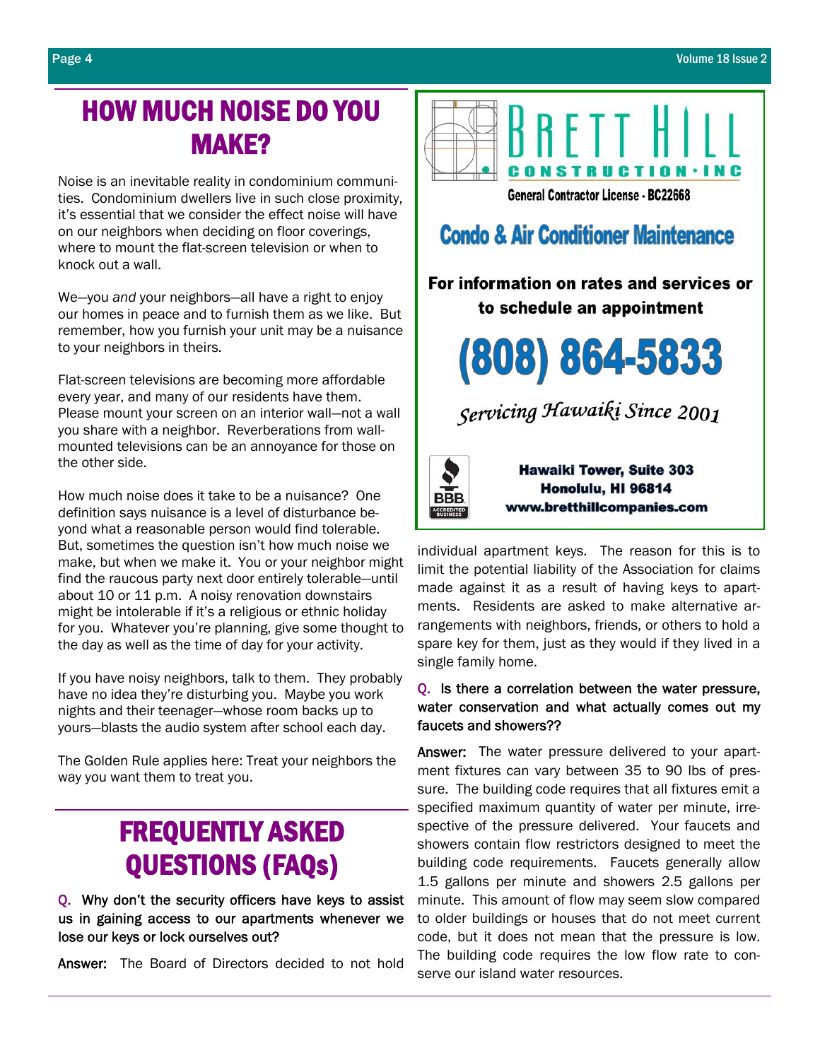# HOW MUCH NOISE DO YOU MAKE?

Noise is an inevitable reality in condominium communities. Condominium dwellers live in such close proximity, it's essential that we consider the effect noise will have on our neighbors when deciding on floor coverings, where to mount the flat-screen television or when to knock out a wall.

We—you *and* your neighbors—all have a right to enjoy our homes in peace and to furnish them as we like. But remember, how you furnish your unit may be a nuisance to your neighbors in theirs.

Flat-screen televisions are becoming more affordable every year, and many of our residents have them. Please mount your screen on an interior wall—not a wall you share with a neighbor. Reverberations from wall-mounted televisions can be an annoyance for those on the other side.

How much noise does it take to be a nuisance? One definition says nuisance is a level of disturbance beyond what a reasonable person would find tolerable. But, sometimes the question isn't how much noise we make, but when we make it. You or your neighbor might find the raucous party next door entirely tolerable—until about 10 or 11 p.m. A noisy renovation downstairs might be intolerable if it's a religious or ethnic holiday for you. Whatever you're planning, give some thought to the day as well as the time of day for your activity.

If you have noisy neighbors, talk to them. They probably have no idea they're disturbing you. Maybe you work nights and their teenager—whose room backs up to yours—blasts the audio system after school each day.

The Golden Rule applies here: Treat your neighbors the way you want them to treat you.

# FREQUENTLY ASKED QUESTIONS (FAQs)

**Q. Why don't the security officers have keys to assist us in gaining access to our apartments whenever we lose our keys or lock ourselves out?**

**Answer:** The Board of Directors decided to not hold individual apartment keys. The reason for this is to limit the potential liability of the Association for claims made against it as a result of having keys to apartments. Residents are asked to make alternative arrangements with neighbors, friends, or others to hold a spare key for them, just as they would if they lived in a single family home.

**Q. Is there a correlation between the water pressure, water conservation and what actually comes out my faucets and showers??**

**Answer:** The water pressure delivered to your apartment fixtures can vary between 35 to 90 lbs of pressure. The building code requires that all fixtures emit a specified maximum quantity of water per minute, irrespective of the pressure delivered. Your faucets and showers contain flow restrictors designed to meet the building code requirements. Faucets generally allow 1.5 gallons per minute and showers 2.5 gallons per minute. This amount of flow may seem slow compared to older buildings or houses that do not meet current code, but it does not mean that the pressure is low. The building code requires the low flow rate to conserve our island water resources.

---

**BRETT HILL**
**CONSTRUCTION · INC**

General Contractor License - BC22668

**Condo & Air Conditioner Maintenance**

**For information on rates and services or to schedule an appointment**

**(808) 864-5833**

*Servicing Hawaiki Since 2001*

BBB ACCREDITED BUSINESS

**Hawaiki Tower, Suite 303**
**Honolulu, HI 96814**
**www.bretthillcompanies.com**